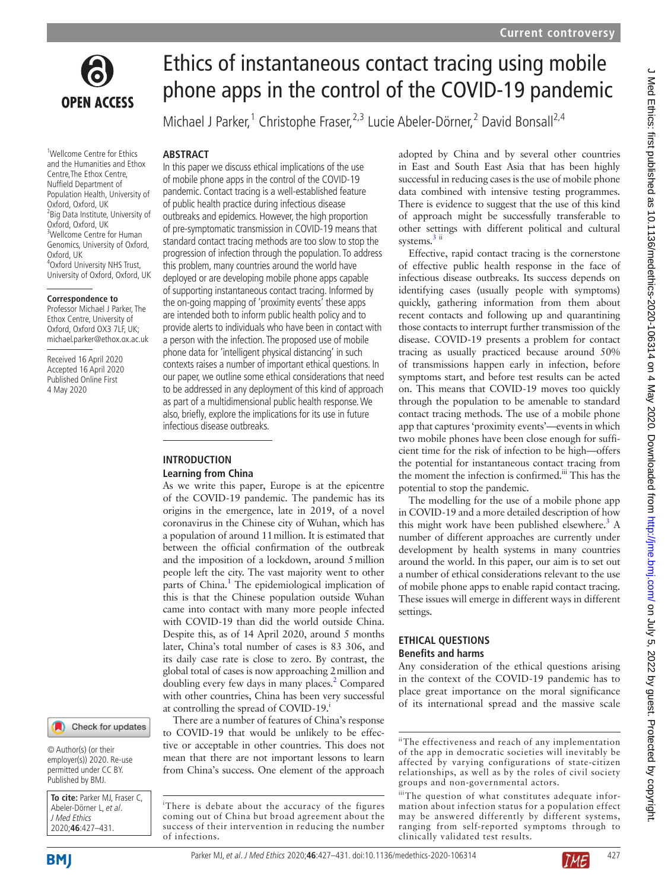# Ethics of instantaneous contact tracing using mobile phone apps in the control of the COVID-19 pandemic

Michael J Parker,[1] Christophe Fraser,[2,3] Lucie Abeler-Dörner,[2] David Bonsall[2,4]

[1]Wellcome Centre for Ethics and the Humanities and Ethox Centre, The Ethox Centre, Nuffield Department of Population Health, University of Oxford, Oxford, UK
[2]Big Data Institute, University of Oxford, Oxford, UK
[3]Wellcome Centre for Human Genomics, University of Oxford, Oxford, UK
[4]Oxford University NHS Trust, University of Oxford, Oxford, UK

**Correspondence to**
Professor Michael J Parker, The Ethox Centre, University of Oxford, Oxford OX3 7LF, UK; michael.parker@ethox.ox.ac.uk

Received 16 April 2020
Accepted 16 April 2020
Published Online First 4 May 2020

© Author(s) (or their employer(s)) 2020. Re-use permitted under CC BY. Published by BMJ.

**To cite:** Parker MJ, Fraser C, Abeler-Dörner L, *et al*. *J Med Ethics* 2020;**46**:427–431.

## ABSTRACT

In this paper we discuss ethical implications of the use of mobile phone apps in the control of the COVID-19 pandemic. Contact tracing is a well-established feature of public health practice during infectious disease outbreaks and epidemics. However, the high proportion of pre-symptomatic transmission in COVID-19 means that standard contact tracing methods are too slow to stop the progression of infection through the population. To address this problem, many countries around the world have deployed or are developing mobile phone apps capable of supporting instantaneous contact tracing. Informed by the on-going mapping of 'proximity events' these apps are intended both to inform public health policy and to provide alerts to individuals who have been in contact with a person with the infection. The proposed use of mobile phone data for 'intelligent physical distancing' in such contexts raises a number of important ethical questions. In our paper, we outline some ethical considerations that need to be addressed in any deployment of this kind of approach as part of a multidimensional public health response. We also, briefly, explore the implications for its use in future infectious disease outbreaks.

## INTRODUCTION

### Learning from China

As we write this paper, Europe is at the epicentre of the COVID-19 pandemic. The pandemic has its origins in the emergence, late in 2019, of a novel coronavirus in the Chinese city of Wuhan, which has a population of around 11 million. It is estimated that between the official confirmation of the outbreak and the imposition of a lockdown, around 5 million people left the city. The vast majority went to other parts of China.[1] The epidemiological implication of this is that the Chinese population outside Wuhan came into contact with many more people infected with COVID-19 than did the world outside China. Despite this, as of 14 April 2020, around 5 months later, China's total number of cases is 83 306, and its daily case rate is close to zero. By contrast, the global total of cases is now approaching 2 million and doubling every few days in many places.[2] Compared with other countries, China has been very successful at controlling the spread of COVID-19.[i]

There are a number of features of China's response to COVID-19 that would be unlikely to be effective or acceptable in other countries. This does not mean that there are not important lessons to learn from China's success. One element of the approach adopted by China and by several other countries in East and South East Asia that has been highly successful in reducing cases is the use of mobile phone data combined with intensive testing programmes. There is evidence to suggest that the use of this kind of approach might be successfully transferable to other settings with different political and cultural systems.[3] [ii]

Effective, rapid contact tracing is the cornerstone of effective public health response in the face of infectious disease outbreaks. Its success depends on identifying cases (usually people with symptoms) quickly, gathering information from them about recent contacts and following up and quarantining those contacts to interrupt further transmission of the disease. COVID-19 presents a problem for contact tracing as usually practiced because around 50% of transmissions happen early in infection, before symptoms start, and before test results can be acted on. This means that COVID-19 moves too quickly through the population to be amenable to standard contact tracing methods. The use of a mobile phone app that captures 'proximity events'—events in which two mobile phones have been close enough for sufficient time for the risk of infection to be high—offers the potential for instantaneous contact tracing from the moment the infection is confirmed.[iii] This has the potential to stop the pandemic.

The modelling for the use of a mobile phone app in COVID-19 and a more detailed description of how this might work have been published elsewhere.[3] A number of different approaches are currently under development by health systems in many countries around the world. In this paper, our aim is to set out a number of ethical considerations relevant to the use of mobile phone apps to enable rapid contact tracing. These issues will emerge in different ways in different settings.

## ETHICAL QUESTIONS

### Benefits and harms

Any consideration of the ethical questions arising in the context of the COVID-19 pandemic has to place great importance on the moral significance of its international spread and the massive scale

---

[i]There is debate about the accuracy of the figures coming out of China but broad agreement about the success of their intervention in reducing the number of infections.

[ii]The effectiveness and reach of any implementation of the app in democratic societies will inevitably be affected by varying configurations of state-citizen relationships, as well as by the roles of civil society groups and non-governmental actors.

[iii]The question of what constitutes adequate information about infection status for a population effect may be answered differently by different systems, ranging from self-reported symptoms through to clinically validated test results.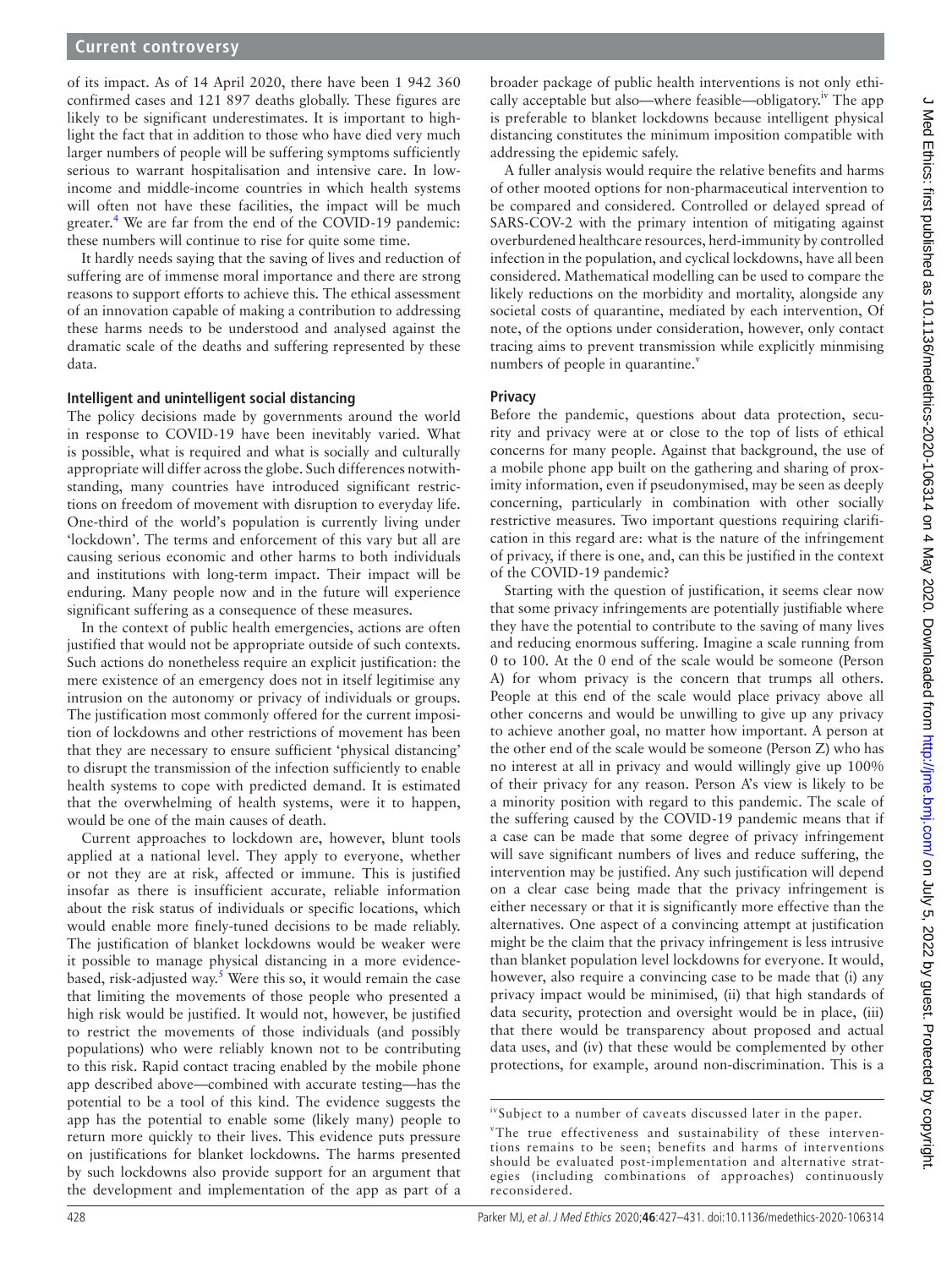of its impact. As of 14 April 2020, there have been 1 942 360 confirmed cases and 121 897 deaths globally. These figures are likely to be significant underestimates. It is important to highlight the fact that in addition to those who have died very much larger numbers of people will be suffering symptoms sufficiently serious to warrant hospitalisation and intensive care. In low-income and middle-income countries in which health systems will often not have these facilities, the impact will be much greater.[4] We are far from the end of the COVID-19 pandemic: these numbers will continue to rise for quite some time.

It hardly needs saying that the saving of lives and reduction of suffering are of immense moral importance and there are strong reasons to support efforts to achieve this. The ethical assessment of an innovation capable of making a contribution to addressing these harms needs to be understood and analysed against the dramatic scale of the deaths and suffering represented by these data.

## Intelligent and unintelligent social distancing

The policy decisions made by governments around the world in response to COVID-19 have been inevitably varied. What is possible, what is required and what is socially and culturally appropriate will differ across the globe. Such differences notwithstanding, many countries have introduced significant restrictions on freedom of movement with disruption to everyday life. One-third of the world's population is currently living under 'lockdown'. The terms and enforcement of this vary but all are causing serious economic and other harms to both individuals and institutions with long-term impact. Their impact will be enduring. Many people now and in the future will experience significant suffering as a consequence of these measures.

In the context of public health emergencies, actions are often justified that would not be appropriate outside of such contexts. Such actions do nonetheless require an explicit justification: the mere existence of an emergency does not in itself legitimise any intrusion on the autonomy or privacy of individuals or groups. The justification most commonly offered for the current imposition of lockdowns and other restrictions of movement has been that they are necessary to ensure sufficient 'physical distancing' to disrupt the transmission of the infection sufficiently to enable health systems to cope with predicted demand. It is estimated that the overwhelming of health systems, were it to happen, would be one of the main causes of death.

Current approaches to lockdown are, however, blunt tools applied at a national level. They apply to everyone, whether or not they are at risk, affected or immune. This is justified insofar as there is insufficient accurate, reliable information about the risk status of individuals or specific locations, which would enable more finely-tuned decisions to be made reliably. The justification of blanket lockdowns would be weaker were it possible to manage physical distancing in a more evidence-based, risk-adjusted way.[5] Were this so, it would remain the case that limiting the movements of those people who presented a high risk would be justified. It would not, however, be justified to restrict the movements of those individuals (and possibly populations) who were reliably known not to be contributing to this risk. Rapid contact tracing enabled by the mobile phone app described above—combined with accurate testing—has the potential to be a tool of this kind. The evidence suggests the app has the potential to enable some (likely many) people to return more quickly to their lives. This evidence puts pressure on justifications for blanket lockdowns. The harms presented by such lockdowns also provide support for an argument that the development and implementation of the app as part of a broader package of public health interventions is not only ethically acceptable but also—where feasible—obligatory.[iv] The app is preferable to blanket lockdowns because intelligent physical distancing constitutes the minimum imposition compatible with addressing the epidemic safely.

A fuller analysis would require the relative benefits and harms of other mooted options for non-pharmaceutical intervention to be compared and considered. Controlled or delayed spread of SARS-COV-2 with the primary intention of mitigating against overburdened healthcare resources, herd-immunity by controlled infection in the population, and cyclical lockdowns, have all been considered. Mathematical modelling can be used to compare the likely reductions on the morbidity and mortality, alongside any societal costs of quarantine, mediated by each intervention, Of note, of the options under consideration, however, only contact tracing aims to prevent transmission while explicitly minmising numbers of people in quarantine.[v]

## Privacy

Before the pandemic, questions about data protection, security and privacy were at or close to the top of lists of ethical concerns for many people. Against that background, the use of a mobile phone app built on the gathering and sharing of proximity information, even if pseudonymised, may be seen as deeply concerning, particularly in combination with other socially restrictive measures. Two important questions requiring clarification in this regard are: what is the nature of the infringement of privacy, if there is one, and, can this be justified in the context of the COVID-19 pandemic?

Starting with the question of justification, it seems clear now that some privacy infringements are potentially justifiable where they have the potential to contribute to the saving of many lives and reducing enormous suffering. Imagine a scale running from 0 to 100. At the 0 end of the scale would be someone (Person A) for whom privacy is the concern that trumps all others. People at this end of the scale would place privacy above all other concerns and would be unwilling to give up any privacy to achieve another goal, no matter how important. A person at the other end of the scale would be someone (Person Z) who has no interest at all in privacy and would willingly give up 100% of their privacy for any reason. Person A's view is likely to be a minority position with regard to this pandemic. The scale of the suffering caused by the COVID-19 pandemic means that if a case can be made that some degree of privacy infringement will save significant numbers of lives and reduce suffering, the intervention may be justified. Any such justification will depend on a clear case being made that the privacy infringement is either necessary or that it is significantly more effective than the alternatives. One aspect of a convincing attempt at justification might be the claim that the privacy infringement is less intrusive than blanket population level lockdowns for everyone. It would, however, also require a convincing case to be made that (i) any privacy impact would be minimised, (ii) that high standards of data security, protection and oversight would be in place, (iii) that there would be transparency about proposed and actual data uses, and (iv) that these would be complemented by other protections, for example, around non-discrimination. This is a

---

[iv] Subject to a number of caveats discussed later in the paper.

[v] The true effectiveness and sustainability of these interventions remains to be seen; benefits and harms of interventions should be evaluated post-implementation and alternative strategies (including combinations of approaches) continuously reconsidered.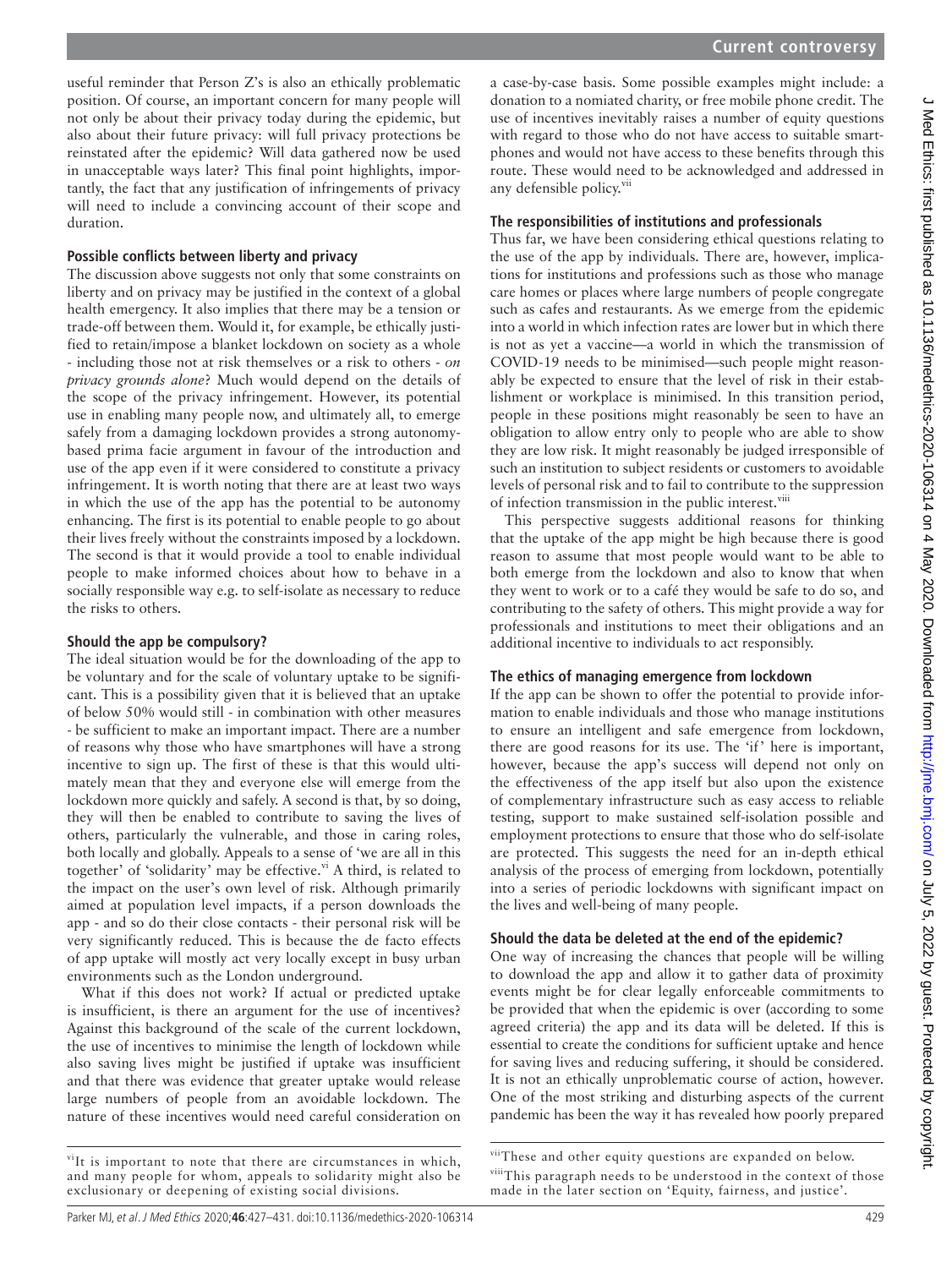useful reminder that Person Z's is also an ethically problematic position. Of course, an important concern for many people will not only be about their privacy today during the epidemic, but also about their future privacy: will full privacy protections be reinstated after the epidemic? Will data gathered now be used in unacceptable ways later? This final point highlights, importantly, the fact that any justification of infringements of privacy will need to include a convincing account of their scope and duration.

## Possible conflicts between liberty and privacy

The discussion above suggests not only that some constraints on liberty and on privacy may be justified in the context of a global health emergency. It also implies that there may be a tension or trade-off between them. Would it, for example, be ethically justified to retain/impose a blanket lockdown on society as a whole - including those not at risk themselves or a risk to others - *on privacy grounds alone*? Much would depend on the details of the scope of the privacy infringement. However, its potential use in enabling many people now, and ultimately all, to emerge safely from a damaging lockdown provides a strong autonomy-based prima facie argument in favour of the introduction and use of the app even if it were considered to constitute a privacy infringement. It is worth noting that there are at least two ways in which the use of the app has the potential to be autonomy enhancing. The first is its potential to enable people to go about their lives freely without the constraints imposed by a lockdown. The second is that it would provide a tool to enable individual people to make informed choices about how to behave in a socially responsible way e.g. to self-isolate as necessary to reduce the risks to others.

## Should the app be compulsory?

The ideal situation would be for the downloading of the app to be voluntary and for the scale of voluntary uptake to be significant. This is a possibility given that it is believed that an uptake of below 50% would still - in combination with other measures - be sufficient to make an important impact. There are a number of reasons why those who have smartphones will have a strong incentive to sign up. The first of these is that this would ultimately mean that they and everyone else will emerge from the lockdown more quickly and safely. A second is that, by so doing, they will then be enabled to contribute to saving the lives of others, particularly the vulnerable, and those in caring roles, both locally and globally. Appeals to a sense of 'we are all in this together' of 'solidarity' may be effective.[vi] A third, is related to the impact on the user's own level of risk. Although primarily aimed at population level impacts, if a person downloads the app - and so do their close contacts - their personal risk will be very significantly reduced. This is because the de facto effects of app uptake will mostly act very locally except in busy urban environments such as the London underground.

What if this does not work? If actual or predicted uptake is insufficient, is there an argument for the use of incentives? Against this background of the scale of the current lockdown, the use of incentives to minimise the length of lockdown while also saving lives might be justified if uptake was insufficient and that there was evidence that greater uptake would release large numbers of people from an avoidable lockdown. The nature of these incentives would need careful consideration on a case-by-case basis. Some possible examples might include: a donation to a nomiated charity, or free mobile phone credit. The use of incentives inevitably raises a number of equity questions with regard to those who do not have access to suitable smartphones and would not have access to these benefits through this route. These would need to be acknowledged and addressed in any defensible policy.[vii]

## The responsibilities of institutions and professionals

Thus far, we have been considering ethical questions relating to the use of the app by individuals. There are, however, implications for institutions and professions such as those who manage care homes or places where large numbers of people congregate such as cafes and restaurants. As we emerge from the epidemic into a world in which infection rates are lower but in which there is not as yet a vaccine—a world in which the transmission of COVID-19 needs to be minimised—such people might reasonably be expected to ensure that the level of risk in their establishment or workplace is minimised. In this transition period, people in these positions might reasonably be seen to have an obligation to allow entry only to people who are able to show they are low risk. It might reasonably be judged irresponsible of such an institution to subject residents or customers to avoidable levels of personal risk and to fail to contribute to the suppression of infection transmission in the public interest.[viii]

This perspective suggests additional reasons for thinking that the uptake of the app might be high because there is good reason to assume that most people would want to be able to both emerge from the lockdown and also to know that when they went to work or to a café they would be safe to do so, and contributing to the safety of others. This might provide a way for professionals and institutions to meet their obligations and an additional incentive to individuals to act responsibly.

## The ethics of managing emergence from lockdown

If the app can be shown to offer the potential to provide information to enable individuals and those who manage institutions to ensure an intelligent and safe emergence from lockdown, there are good reasons for its use. The 'if' here is important, however, because the app's success will depend not only on the effectiveness of the app itself but also upon the existence of complementary infrastructure such as easy access to reliable testing, support to make sustained self-isolation possible and employment protections to ensure that those who do self-isolate are protected. This suggests the need for an in-depth ethical analysis of the process of emerging from lockdown, potentially into a series of periodic lockdowns with significant impact on the lives and well-being of many people.

## Should the data be deleted at the end of the epidemic?

One way of increasing the chances that people will be willing to download the app and allow it to gather data of proximity events might be for clear legally enforceable commitments to be provided that when the epidemic is over (according to some agreed criteria) the app and its data will be deleted. If this is essential to create the conditions for sufficient uptake and hence for saving lives and reducing suffering, it should be considered. It is not an ethically unproblematic course of action, however. One of the most striking and disturbing aspects of the current pandemic has been the way it has revealed how poorly prepared

---

[vi] It is important to note that there are circumstances in which, and many people for whom, appeals to solidarity might also be exclusionary or deepening of existing social divisions.

[vii] These and other equity questions are expanded on below.

[viii] This paragraph needs to be understood in the context of those made in the later section on 'Equity, fairness, and justice'.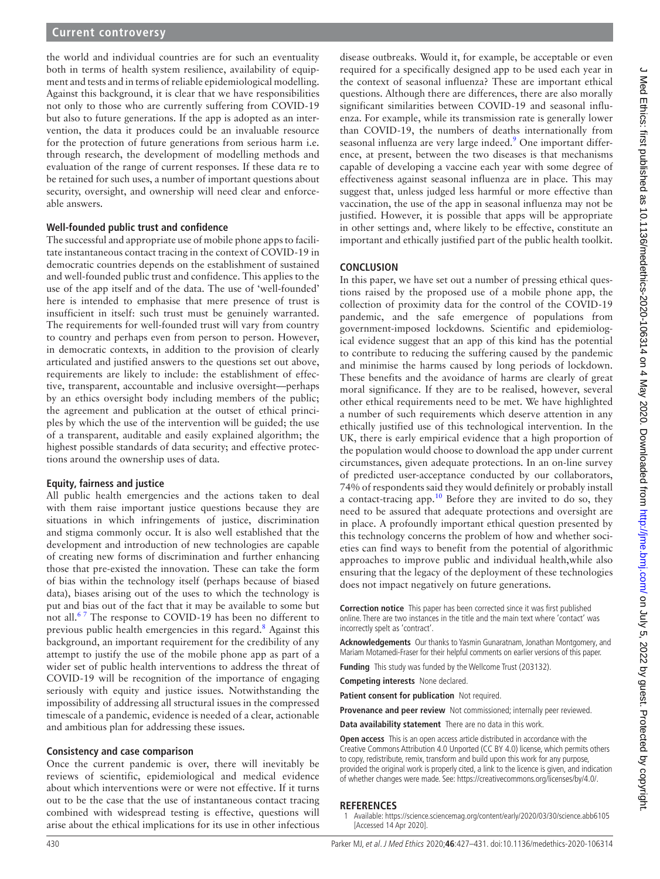the world and individual countries are for such an eventuality both in terms of health system resilience, availability of equipment and tests and in terms of reliable epidemiological modelling. Against this background, it is clear that we have responsibilities not only to those who are currently suffering from COVID-19 but also to future generations. If the app is adopted as an intervention, the data it produces could be an invaluable resource for the protection of future generations from serious harm i.e. through research, the development of modelling methods and evaluation of the range of current responses. If these data re to be retained for such uses, a number of important questions about security, oversight, and ownership will need clear and enforceable answers.

### Well-founded public trust and confidence

The successful and appropriate use of mobile phone apps to facilitate instantaneous contact tracing in the context of COVID-19 in democratic countries depends on the establishment of sustained and well-founded public trust and confidence. This applies to the use of the app itself and of the data. The use of 'well-founded' here is intended to emphasise that mere presence of trust is insufficient in itself: such trust must be genuinely warranted. The requirements for well-founded trust will vary from country to country and perhaps even from person to person. However, in democratic contexts, in addition to the provision of clearly articulated and justified answers to the questions set out above, requirements are likely to include: the establishment of effective, transparent, accountable and inclusive oversight—perhaps by an ethics oversight body including members of the public; the agreement and publication at the outset of ethical principles by which the use of the intervention will be guided; the use of a transparent, auditable and easily explained algorithm; the highest possible standards of data security; and effective protections around the ownership uses of data.

### Equity, fairness and justice

All public health emergencies and the actions taken to deal with them raise important justice questions because they are situations in which infringements of justice, discrimination and stigma commonly occur. It is also well established that the development and introduction of new technologies are capable of creating new forms of discrimination and further enhancing those that pre-existed the innovation. These can take the form of bias within the technology itself (perhaps because of biased data), biases arising out of the uses to which the technology is put and bias out of the fact that it may be available to some but not all.[6 7] The response to COVID-19 has been no different to previous public health emergencies in this regard.[8] Against this background, an important requirement for the credibility of any attempt to justify the use of the mobile phone app as part of a wider set of public health interventions to address the threat of COVID-19 will be recognition of the importance of engaging seriously with equity and justice issues. Notwithstanding the impossibility of addressing all structural issues in the compressed timescale of a pandemic, evidence is needed of a clear, actionable and ambitious plan for addressing these issues.

### Consistency and case comparison

Once the current pandemic is over, there will inevitably be reviews of scientific, epidemiological and medical evidence about which interventions were or were not effective. If it turns out to be the case that the use of instantaneous contact tracing combined with widespread testing is effective, questions will arise about the ethical implications for its use in other infectious disease outbreaks. Would it, for example, be acceptable or even required for a specifically designed app to be used each year in the context of seasonal influenza? These are important ethical questions. Although there are differences, there are also morally significant similarities between COVID-19 and seasonal influenza. For example, while its transmission rate is generally lower than COVID-19, the numbers of deaths internationally from seasonal influenza are very large indeed.[9] One important difference, at present, between the two diseases is that mechanisms capable of developing a vaccine each year with some degree of effectiveness against seasonal influenza are in place. This may suggest that, unless judged less harmful or more effective than vaccination, the use of the app in seasonal influenza may not be justified. However, it is possible that apps will be appropriate in other settings and, where likely to be effective, constitute an important and ethically justified part of the public health toolkit.

## CONCLUSION

In this paper, we have set out a number of pressing ethical questions raised by the proposed use of a mobile phone app, the collection of proximity data for the control of the COVID-19 pandemic, and the safe emergence of populations from government-imposed lockdowns. Scientific and epidemiological evidence suggest that an app of this kind has the potential to contribute to reducing the suffering caused by the pandemic and minimise the harms caused by long periods of lockdown. These benefits and the avoidance of harms are clearly of great moral significance. If they are to be realised, however, several other ethical requirements need to be met. We have highlighted a number of such requirements which deserve attention in any ethically justified use of this technological intervention. In the UK, there is early empirical evidence that a high proportion of the population would choose to download the app under current circumstances, given adequate protections. In an on-line survey of predicted user-acceptance conducted by our collaborators, 74% of respondents said they would definitely or probably install a contact-tracing app.[10] Before they are invited to do so, they need to be assured that adequate protections and oversight are in place. A profoundly important ethical question presented by this technology concerns the problem of how and whether societies can find ways to benefit from the potential of algorithmic approaches to improve public and individual health,while also ensuring that the legacy of the deployment of these technologies does not impact negatively on future generations.

**Correction notice** This paper has been corrected since it was first published online. There are two instances in the title and the main text where 'contact' was incorrectly spelt as 'contract'.

**Acknowledgements** Our thanks to Yasmin Gunaratnam, Jonathan Montgomery, and Mariam Motamedi-Fraser for their helpful comments on earlier versions of this paper.

**Funding** This study was funded by the Wellcome Trust (203132).

**Competing interests** None declared.

**Patient consent for publication** Not required.

**Provenance and peer review** Not commissioned; internally peer reviewed.

**Data availability statement** There are no data in this work.

**Open access** This is an open access article distributed in accordance with the Creative Commons Attribution 4.0 Unported (CC BY 4.0) license, which permits others to copy, redistribute, remix, transform and build upon this work for any purpose, provided the original work is properly cited, a link to the licence is given, and indication of whether changes were made. See: https://creativecommons.org/licenses/by/4.0/.

## REFERENCES

1. Available: https://science.sciencemag.org/content/early/2020/03/30/science.abb6105 [Accessed 14 Apr 2020].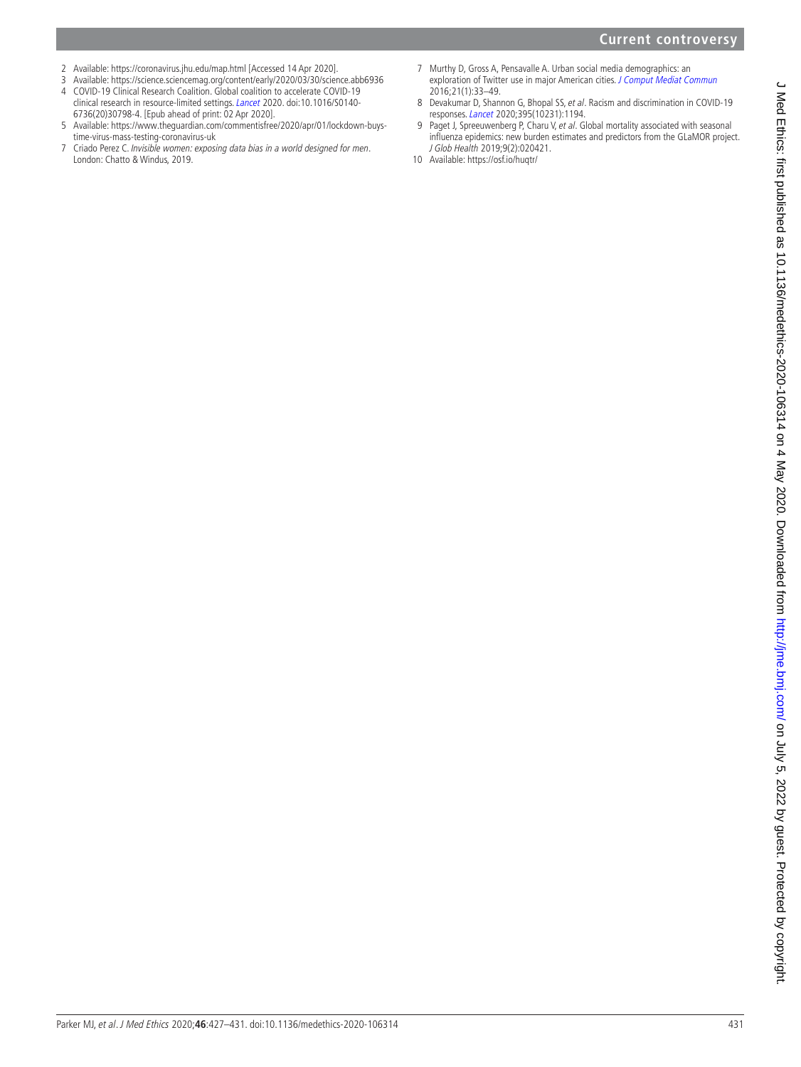2 Available: https://coronavirus.jhu.edu/map.html [Accessed 14 Apr 2020].
3 Available: https://science.sciencemag.org/content/early/2020/03/30/science.abb6936
4 COVID-19 Clinical Research Coalition. Global coalition to accelerate COVID-19 clinical research in resource-limited settings. *Lancet* 2020. doi:10.1016/S0140-6736(20)30798-4. [Epub ahead of print: 02 Apr 2020].
5 Available: https://www.theguardian.com/commentisfree/2020/apr/01/lockdown-buys-time-virus-mass-testing-coronavirus-uk
7 Criado Perez C. *Invisible women: exposing data bias in a world designed for men*. London: Chatto & Windus, 2019.
7 Murthy D, Gross A, Pensavalle A. Urban social media demographics: an exploration of Twitter use in major American cities. *J Comput Mediat Commun* 2016;21(1):33–49.
8 Devakumar D, Shannon G, Bhopal SS, *et al*. Racism and discrimination in COVID-19 responses. *Lancet* 2020;395(10231):1194.
9 Paget J, Spreeuwenberg P, Charu V, *et al*. Global mortality associated with seasonal influenza epidemics: new burden estimates and predictors from the GLaMOR project. *J Glob Health* 2019;9(2):020421.
10 Available: https://osf.io/huqtr/